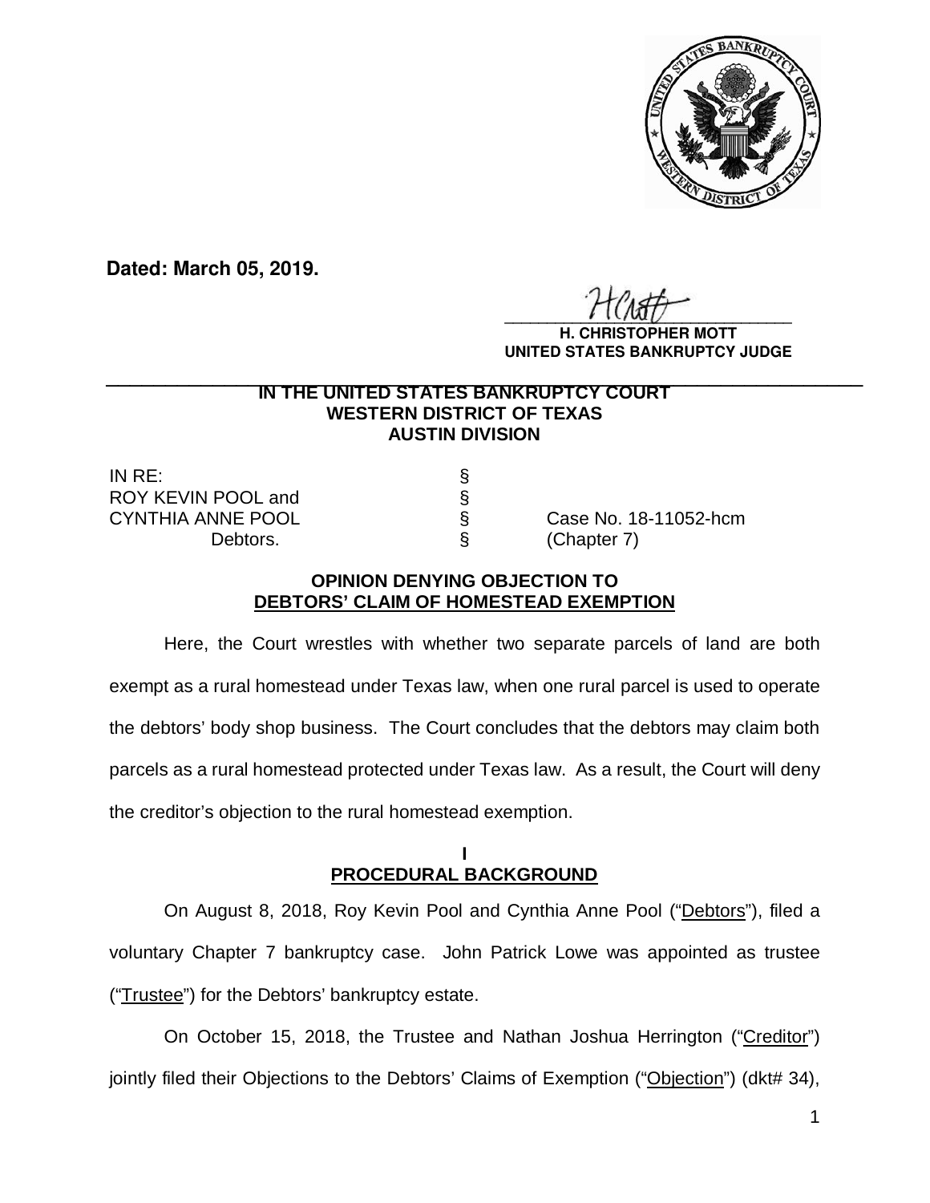**Dated: March 05, 2019.**

**H. CHRISTOPHER MOTT**
**UNITED STATES BANKRUPTCY JUDGE**

---

**IN THE UNITED STATES BANKRUPTCY COURT**
**WESTERN DISTRICT OF TEXAS**
**AUSTIN DIVISION**

| | | |
|---|---|---|
| IN RE: | § | |
| ROY KEVIN POOL and | § | |
| CYNTHIA ANNE POOL | § | Case No. 18-11052-hcm |
| Debtors. | § | (Chapter 7) |

**OPINION DENYING OBJECTION TO DEBTORS' CLAIM OF HOMESTEAD EXEMPTION**

Here, the Court wrestles with whether two separate parcels of land are both exempt as a rural homestead under Texas law, when one rural parcel is used to operate the debtors' body shop business. The Court concludes that the debtors may claim both parcels as a rural homestead protected under Texas law. As a result, the Court will deny the creditor's objection to the rural homestead exemption.

## I
## PROCEDURAL BACKGROUND

On August 8, 2018, Roy Kevin Pool and Cynthia Anne Pool ("Debtors"), filed a voluntary Chapter 7 bankruptcy case. John Patrick Lowe was appointed as trustee ("Trustee") for the Debtors' bankruptcy estate.

On October 15, 2018, the Trustee and Nathan Joshua Herrington ("Creditor") jointly filed their Objections to the Debtors' Claims of Exemption ("Objection") (dkt# 34),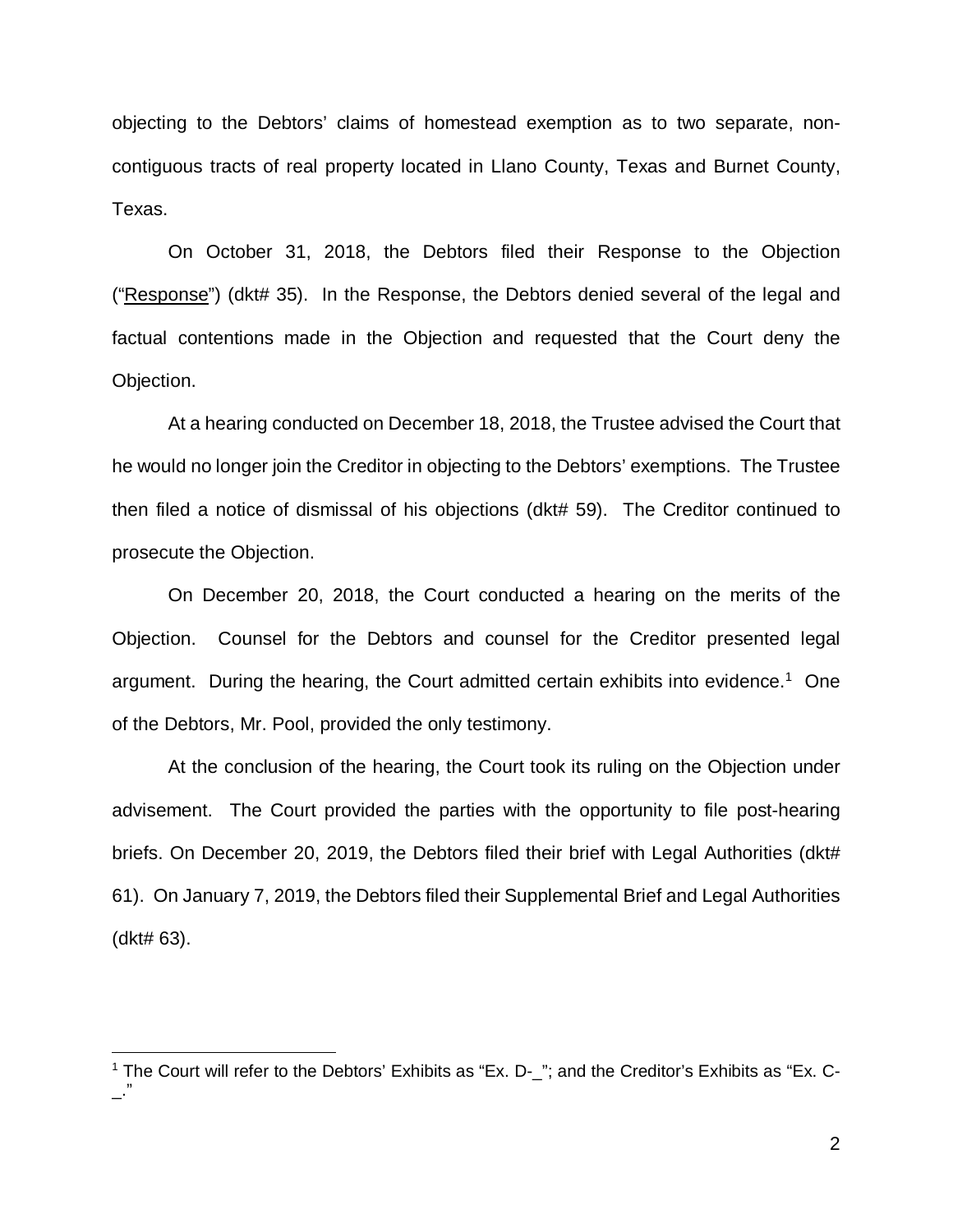objecting to the Debtors' claims of homestead exemption as to two separate, non-contiguous tracts of real property located in Llano County, Texas and Burnet County, Texas.

On October 31, 2018, the Debtors filed their Response to the Objection ("Response") (dkt# 35). In the Response, the Debtors denied several of the legal and factual contentions made in the Objection and requested that the Court deny the Objection.

At a hearing conducted on December 18, 2018, the Trustee advised the Court that he would no longer join the Creditor in objecting to the Debtors' exemptions. The Trustee then filed a notice of dismissal of his objections (dkt# 59). The Creditor continued to prosecute the Objection.

On December 20, 2018, the Court conducted a hearing on the merits of the Objection. Counsel for the Debtors and counsel for the Creditor presented legal argument. During the hearing, the Court admitted certain exhibits into evidence.[1] One of the Debtors, Mr. Pool, provided the only testimony.

At the conclusion of the hearing, the Court took its ruling on the Objection under advisement. The Court provided the parties with the opportunity to file post-hearing briefs. On December 20, 2019, the Debtors filed their brief with Legal Authorities (dkt# 61). On January 7, 2019, the Debtors filed their Supplemental Brief and Legal Authorities (dkt# 63).

---

[1] The Court will refer to the Debtors' Exhibits as "Ex. D-_"; and the Creditor's Exhibits as "Ex. C-_."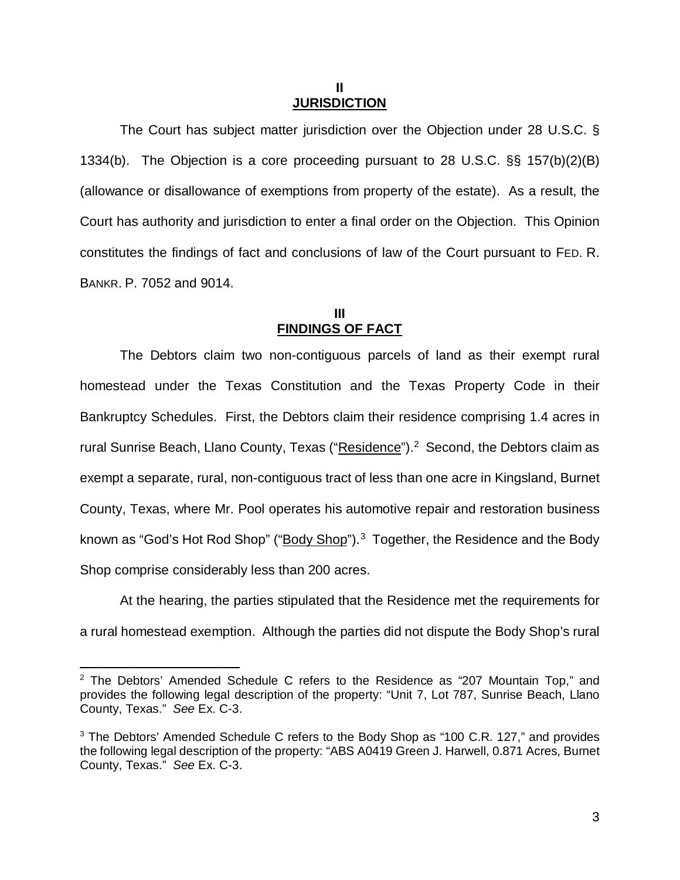## II
## JURISDICTION

The Court has subject matter jurisdiction over the Objection under 28 U.S.C. § 1334(b). The Objection is a core proceeding pursuant to 28 U.S.C. §§ 157(b)(2)(B) (allowance or disallowance of exemptions from property of the estate). As a result, the Court has authority and jurisdiction to enter a final order on the Objection. This Opinion constitutes the findings of fact and conclusions of law of the Court pursuant to FED. R. BANKR. P. 7052 and 9014.

## III
## FINDINGS OF FACT

The Debtors claim two non-contiguous parcels of land as their exempt rural homestead under the Texas Constitution and the Texas Property Code in their Bankruptcy Schedules. First, the Debtors claim their residence comprising 1.4 acres in rural Sunrise Beach, Llano County, Texas ("Residence").[2] Second, the Debtors claim as exempt a separate, rural, non-contiguous tract of less than one acre in Kingsland, Burnet County, Texas, where Mr. Pool operates his automotive repair and restoration business known as "God's Hot Rod Shop" ("Body Shop").[3] Together, the Residence and the Body Shop comprise considerably less than 200 acres.

At the hearing, the parties stipulated that the Residence met the requirements for a rural homestead exemption. Although the parties did not dispute the Body Shop's rural

---

[2] The Debtors' Amended Schedule C refers to the Residence as "207 Mountain Top," and provides the following legal description of the property: "Unit 7, Lot 787, Sunrise Beach, Llano County, Texas." *See* Ex. C-3.

[3] The Debtors' Amended Schedule C refers to the Body Shop as "100 C.R. 127," and provides the following legal description of the property: "ABS A0419 Green J. Harwell, 0.871 Acres, Burnet County, Texas." *See* Ex. C-3.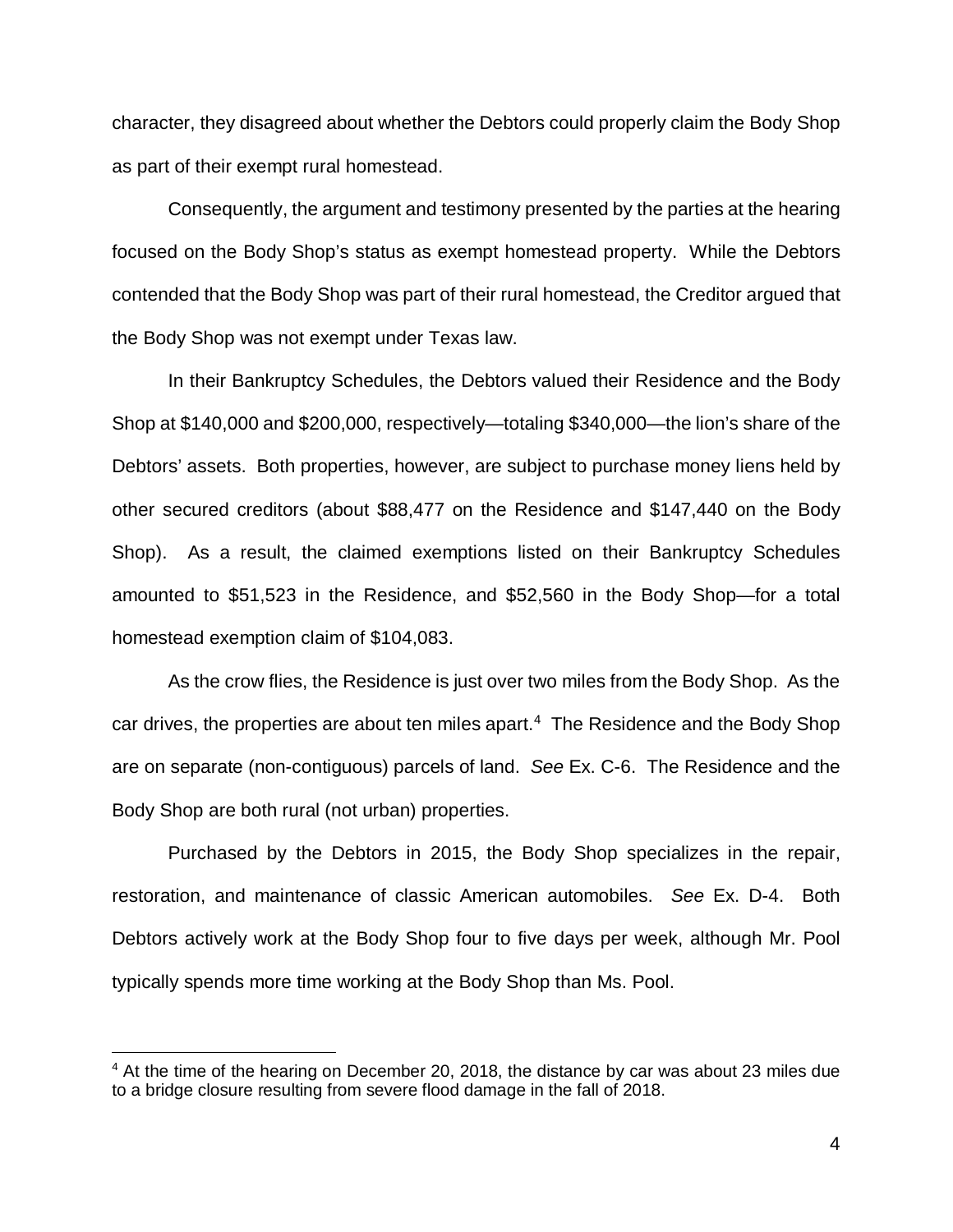character, they disagreed about whether the Debtors could properly claim the Body Shop as part of their exempt rural homestead.

Consequently, the argument and testimony presented by the parties at the hearing focused on the Body Shop's status as exempt homestead property. While the Debtors contended that the Body Shop was part of their rural homestead, the Creditor argued that the Body Shop was not exempt under Texas law.

In their Bankruptcy Schedules, the Debtors valued their Residence and the Body Shop at $140,000 and $200,000, respectively—totaling $340,000—the lion's share of the Debtors' assets. Both properties, however, are subject to purchase money liens held by other secured creditors (about $88,477 on the Residence and $147,440 on the Body Shop). As a result, the claimed exemptions listed on their Bankruptcy Schedules amounted to $51,523 in the Residence, and $52,560 in the Body Shop—for a total homestead exemption claim of $104,083.

As the crow flies, the Residence is just over two miles from the Body Shop. As the car drives, the properties are about ten miles apart.[4] The Residence and the Body Shop are on separate (non-contiguous) parcels of land. *See* Ex. C-6. The Residence and the Body Shop are both rural (not urban) properties.

Purchased by the Debtors in 2015, the Body Shop specializes in the repair, restoration, and maintenance of classic American automobiles. *See* Ex. D-4. Both Debtors actively work at the Body Shop four to five days per week, although Mr. Pool typically spends more time working at the Body Shop than Ms. Pool.

---

[4] At the time of the hearing on December 20, 2018, the distance by car was about 23 miles due to a bridge closure resulting from severe flood damage in the fall of 2018.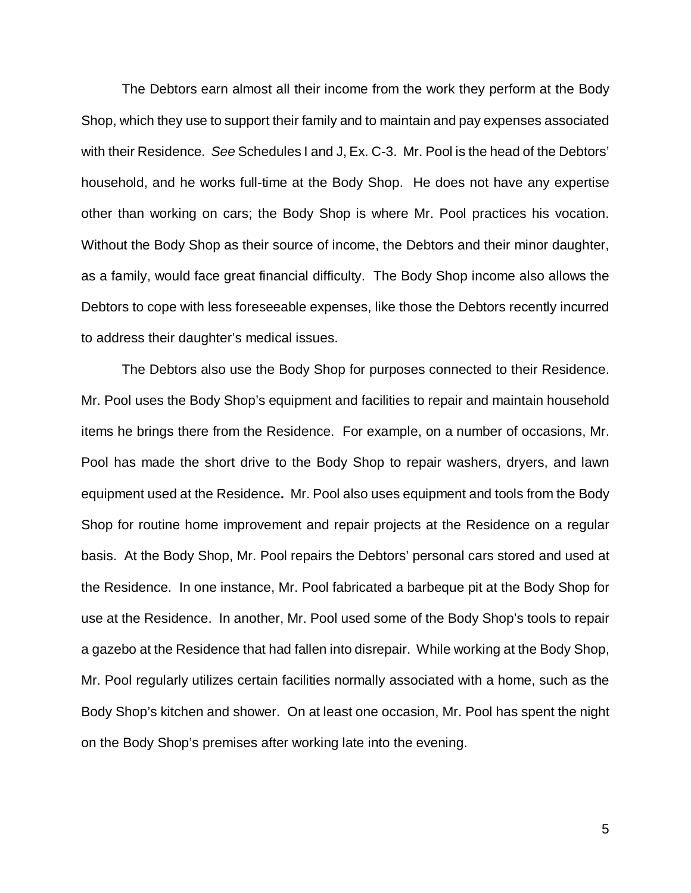The Debtors earn almost all their income from the work they perform at the Body Shop, which they use to support their family and to maintain and pay expenses associated with their Residence. *See* Schedules I and J, Ex. C-3. Mr. Pool is the head of the Debtors' household, and he works full-time at the Body Shop. He does not have any expertise other than working on cars; the Body Shop is where Mr. Pool practices his vocation. Without the Body Shop as their source of income, the Debtors and their minor daughter, as a family, would face great financial difficulty. The Body Shop income also allows the Debtors to cope with less foreseeable expenses, like those the Debtors recently incurred to address their daughter's medical issues.

The Debtors also use the Body Shop for purposes connected to their Residence. Mr. Pool uses the Body Shop's equipment and facilities to repair and maintain household items he brings there from the Residence. For example, on a number of occasions, Mr. Pool has made the short drive to the Body Shop to repair washers, dryers, and lawn equipment used at the Residence**.** Mr. Pool also uses equipment and tools from the Body Shop for routine home improvement and repair projects at the Residence on a regular basis. At the Body Shop, Mr. Pool repairs the Debtors' personal cars stored and used at the Residence. In one instance, Mr. Pool fabricated a barbeque pit at the Body Shop for use at the Residence. In another, Mr. Pool used some of the Body Shop's tools to repair a gazebo at the Residence that had fallen into disrepair. While working at the Body Shop, Mr. Pool regularly utilizes certain facilities normally associated with a home, such as the Body Shop's kitchen and shower. On at least one occasion, Mr. Pool has spent the night on the Body Shop's premises after working late into the evening.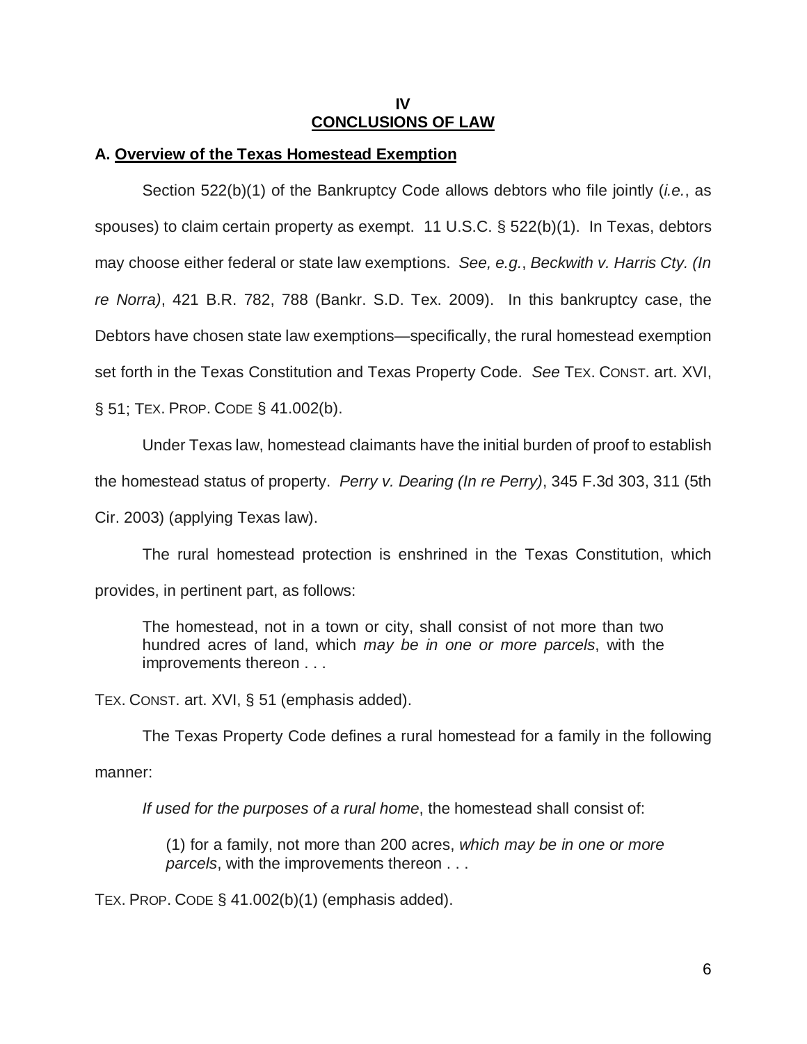## IV
## CONCLUSIONS OF LAW

### A. Overview of the Texas Homestead Exemption

Section 522(b)(1) of the Bankruptcy Code allows debtors who file jointly (*i.e.*, as spouses) to claim certain property as exempt. 11 U.S.C. § 522(b)(1). In Texas, debtors may choose either federal or state law exemptions. *See, e.g.*, *Beckwith v. Harris Cty. (In re Norra)*, 421 B.R. 782, 788 (Bankr. S.D. Tex. 2009). In this bankruptcy case, the Debtors have chosen state law exemptions—specifically, the rural homestead exemption set forth in the Texas Constitution and Texas Property Code. *See* TEX. CONST. art. XVI, § 51; TEX. PROP. CODE § 41.002(b).

Under Texas law, homestead claimants have the initial burden of proof to establish the homestead status of property. *Perry v. Dearing (In re Perry)*, 345 F.3d 303, 311 (5th Cir. 2003) (applying Texas law).

The rural homestead protection is enshrined in the Texas Constitution, which provides, in pertinent part, as follows:

> The homestead, not in a town or city, shall consist of not more than two hundred acres of land, which *may be in one or more parcels*, with the improvements thereon . . .

TEX. CONST. art. XVI, § 51 (emphasis added).

The Texas Property Code defines a rural homestead for a family in the following manner:

> *If used for the purposes of a rural home*, the homestead shall consist of:
>
> (1) for a family, not more than 200 acres, *which may be in one or more parcels*, with the improvements thereon . . .

TEX. PROP. CODE § 41.002(b)(1) (emphasis added).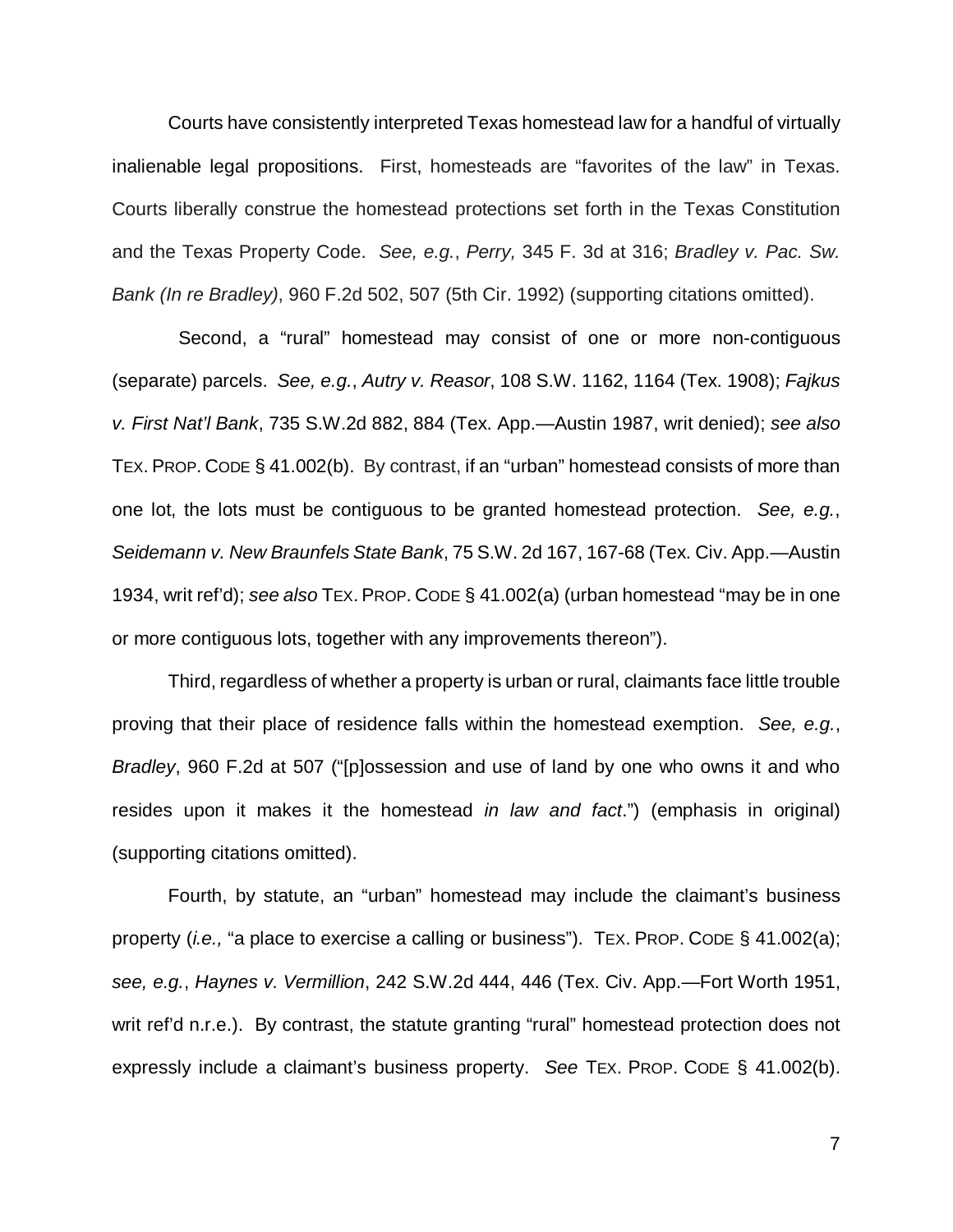Courts have consistently interpreted Texas homestead law for a handful of virtually inalienable legal propositions. First, homesteads are "favorites of the law" in Texas. Courts liberally construe the homestead protections set forth in the Texas Constitution and the Texas Property Code. *See, e.g.*, *Perry,* 345 F. 3d at 316; *Bradley v. Pac. Sw. Bank (In re Bradley)*, 960 F.2d 502, 507 (5th Cir. 1992) (supporting citations omitted).

Second, a "rural" homestead may consist of one or more non-contiguous (separate) parcels. *See, e.g.*, *Autry v. Reasor*, 108 S.W. 1162, 1164 (Tex. 1908); *Fajkus v. First Nat'l Bank*, 735 S.W.2d 882, 884 (Tex. App.—Austin 1987, writ denied); *see also* TEX. PROP. CODE § 41.002(b). By contrast, if an "urban" homestead consists of more than one lot, the lots must be contiguous to be granted homestead protection. *See, e.g.*, *Seidemann v. New Braunfels State Bank*, 75 S.W. 2d 167, 167-68 (Tex. Civ. App.—Austin 1934, writ ref'd); *see also* TEX. PROP. CODE § 41.002(a) (urban homestead "may be in one or more contiguous lots, together with any improvements thereon").

Third, regardless of whether a property is urban or rural, claimants face little trouble proving that their place of residence falls within the homestead exemption. *See, e.g.*, *Bradley*, 960 F.2d at 507 ("[p]ossession and use of land by one who owns it and who resides upon it makes it the homestead *in law and fact*.") (emphasis in original) (supporting citations omitted).

Fourth, by statute, an "urban" homestead may include the claimant's business property (*i.e.,* "a place to exercise a calling or business"). TEX. PROP. CODE § 41.002(a); *see, e.g.*, *Haynes v. Vermillion*, 242 S.W.2d 444, 446 (Tex. Civ. App.—Fort Worth 1951, writ ref'd n.r.e.). By contrast, the statute granting "rural" homestead protection does not expressly include a claimant's business property. *See* TEX. PROP. CODE § 41.002(b).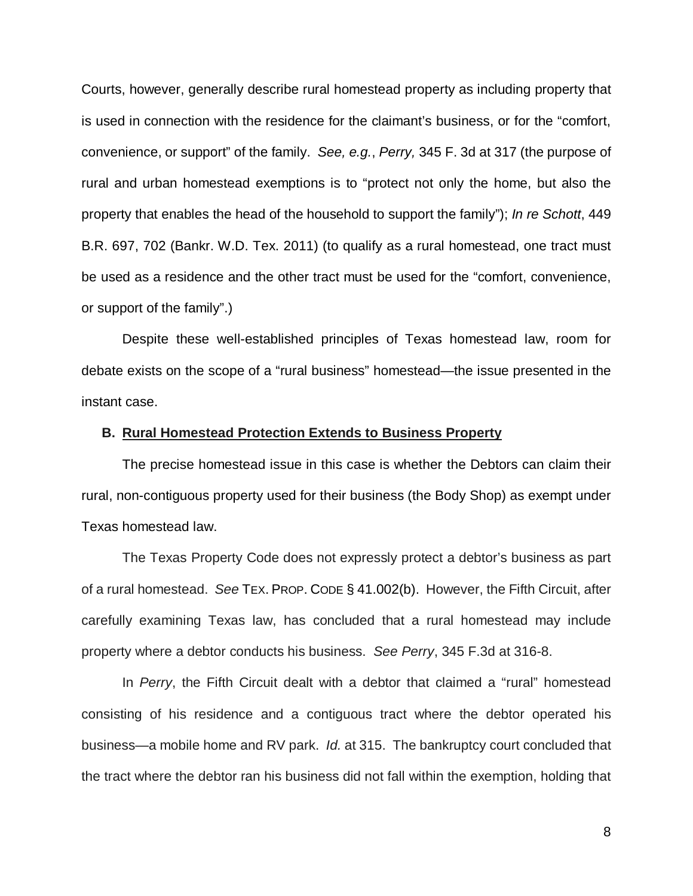Courts, however, generally describe rural homestead property as including property that is used in connection with the residence for the claimant's business, or for the "comfort, convenience, or support" of the family. *See, e.g.*, *Perry,* 345 F. 3d at 317 (the purpose of rural and urban homestead exemptions is to "protect not only the home, but also the property that enables the head of the household to support the family"); *In re Schott*, 449 B.R. 697, 702 (Bankr. W.D. Tex. 2011) (to qualify as a rural homestead, one tract must be used as a residence and the other tract must be used for the "comfort, convenience, or support of the family".)

Despite these well-established principles of Texas homestead law, room for debate exists on the scope of a "rural business" homestead—the issue presented in the instant case.

### B. Rural Homestead Protection Extends to Business Property

The precise homestead issue in this case is whether the Debtors can claim their rural, non-contiguous property used for their business (the Body Shop) as exempt under Texas homestead law.

The Texas Property Code does not expressly protect a debtor's business as part of a rural homestead. *See* TEX. PROP. CODE § 41.002(b). However, the Fifth Circuit, after carefully examining Texas law, has concluded that a rural homestead may include property where a debtor conducts his business. *See Perry*, 345 F.3d at 316-8.

In *Perry*, the Fifth Circuit dealt with a debtor that claimed a "rural" homestead consisting of his residence and a contiguous tract where the debtor operated his business—a mobile home and RV park. *Id.* at 315. The bankruptcy court concluded that the tract where the debtor ran his business did not fall within the exemption, holding that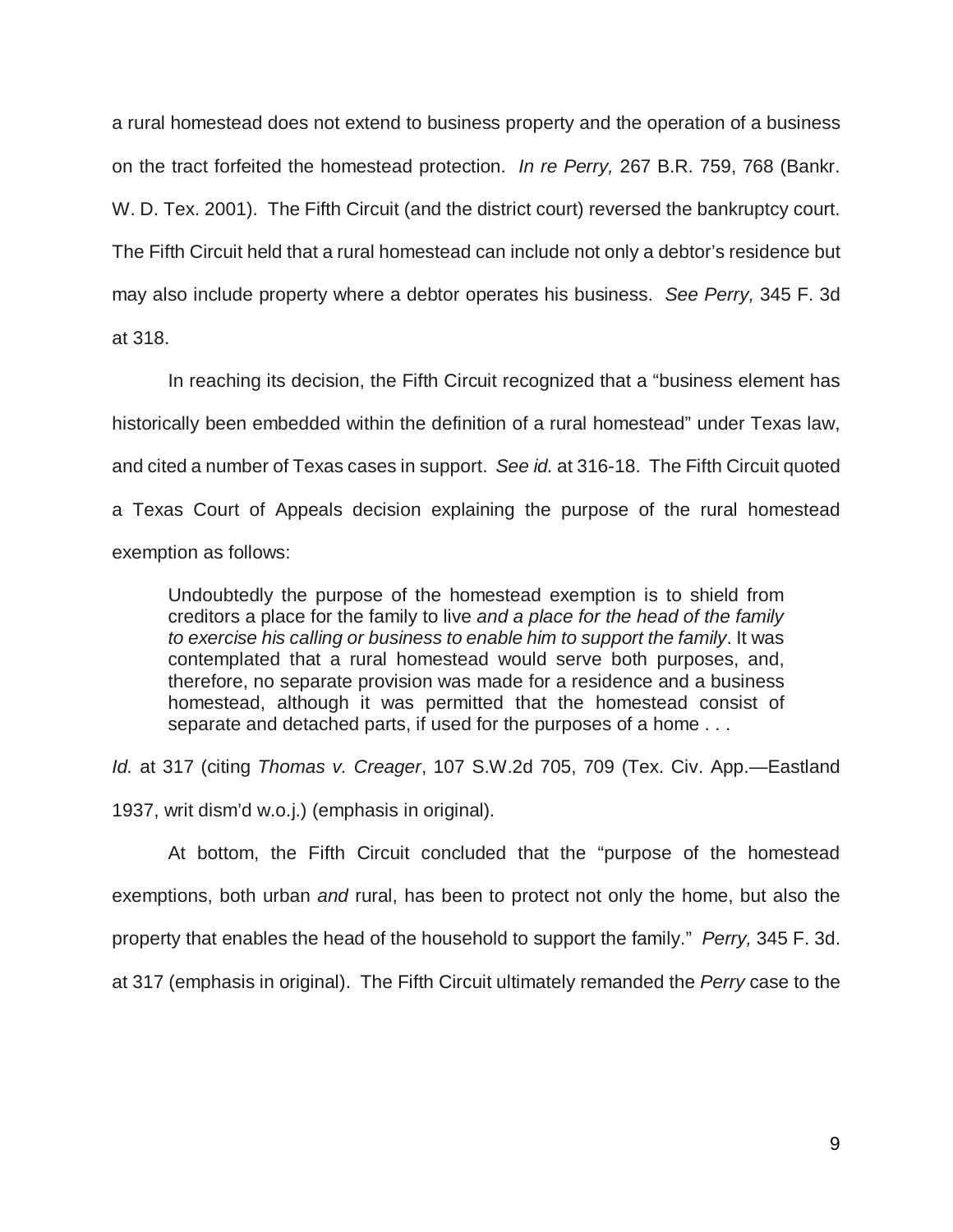a rural homestead does not extend to business property and the operation of a business on the tract forfeited the homestead protection. *In re Perry,* 267 B.R. 759, 768 (Bankr. W. D. Tex. 2001). The Fifth Circuit (and the district court) reversed the bankruptcy court. The Fifth Circuit held that a rural homestead can include not only a debtor's residence but may also include property where a debtor operates his business. *See Perry,* 345 F. 3d at 318.

In reaching its decision, the Fifth Circuit recognized that a "business element has historically been embedded within the definition of a rural homestead" under Texas law, and cited a number of Texas cases in support. *See id.* at 316-18. The Fifth Circuit quoted a Texas Court of Appeals decision explaining the purpose of the rural homestead exemption as follows:

> Undoubtedly the purpose of the homestead exemption is to shield from creditors a place for the family to live *and a place for the head of the family to exercise his calling or business to enable him to support the family*. It was contemplated that a rural homestead would serve both purposes, and, therefore, no separate provision was made for a residence and a business homestead, although it was permitted that the homestead consist of separate and detached parts, if used for the purposes of a home . . .

*Id.* at 317 (citing *Thomas v. Creager*, 107 S.W.2d 705, 709 (Tex. Civ. App.—Eastland 1937, writ dism'd w.o.j.) (emphasis in original).

At bottom, the Fifth Circuit concluded that the "purpose of the homestead exemptions, both urban *and* rural, has been to protect not only the home, but also the property that enables the head of the household to support the family." *Perry,* 345 F. 3d. at 317 (emphasis in original). The Fifth Circuit ultimately remanded the *Perry* case to the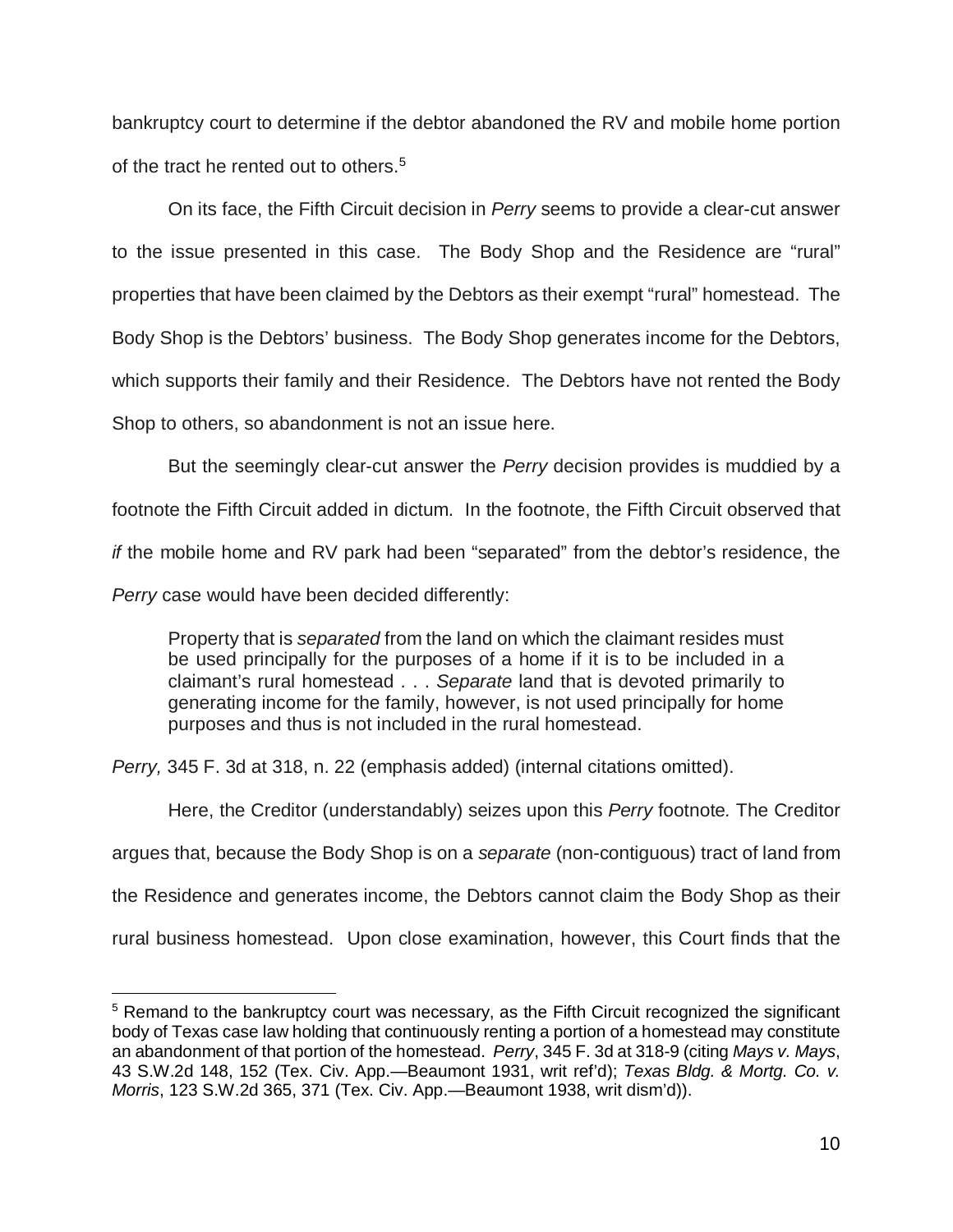bankruptcy court to determine if the debtor abandoned the RV and mobile home portion of the tract he rented out to others.[5]

On its face, the Fifth Circuit decision in *Perry* seems to provide a clear-cut answer to the issue presented in this case. The Body Shop and the Residence are "rural" properties that have been claimed by the Debtors as their exempt "rural" homestead. The Body Shop is the Debtors' business. The Body Shop generates income for the Debtors, which supports their family and their Residence. The Debtors have not rented the Body Shop to others, so abandonment is not an issue here.

But the seemingly clear-cut answer the *Perry* decision provides is muddied by a footnote the Fifth Circuit added in dictum. In the footnote, the Fifth Circuit observed that *if* the mobile home and RV park had been "separated" from the debtor's residence, the *Perry* case would have been decided differently:

> Property that is *separated* from the land on which the claimant resides must be used principally for the purposes of a home if it is to be included in a claimant's rural homestead . . . *Separate* land that is devoted primarily to generating income for the family, however, is not used principally for home purposes and thus is not included in the rural homestead.

*Perry,* 345 F. 3d at 318, n. 22 (emphasis added) (internal citations omitted).

Here, the Creditor (understandably) seizes upon this *Perry* footnote*.* The Creditor argues that, because the Body Shop is on a *separate* (non-contiguous) tract of land from the Residence and generates income, the Debtors cannot claim the Body Shop as their rural business homestead. Upon close examination, however, this Court finds that the

---

[5] Remand to the bankruptcy court was necessary, as the Fifth Circuit recognized the significant body of Texas case law holding that continuously renting a portion of a homestead may constitute an abandonment of that portion of the homestead. *Perry*, 345 F. 3d at 318-9 (citing *Mays v. Mays*, 43 S.W.2d 148, 152 (Tex. Civ. App.—Beaumont 1931, writ ref'd); *Texas Bldg. & Mortg. Co. v. Morris*, 123 S.W.2d 365, 371 (Tex. Civ. App.—Beaumont 1938, writ dism'd)).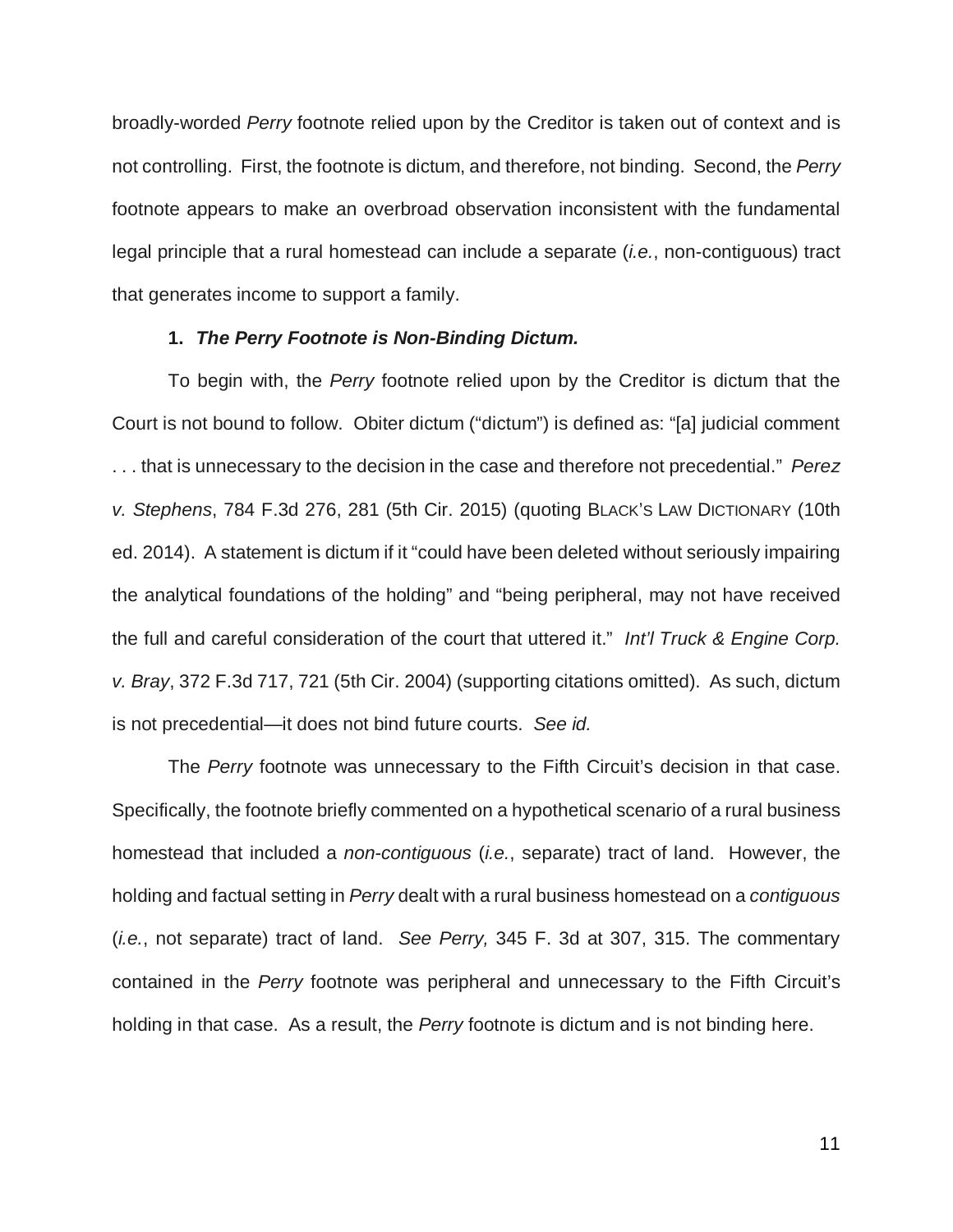broadly-worded *Perry* footnote relied upon by the Creditor is taken out of context and is not controlling. First, the footnote is dictum, and therefore, not binding. Second, the *Perry* footnote appears to make an overbroad observation inconsistent with the fundamental legal principle that a rural homestead can include a separate (*i.e.*, non-contiguous) tract that generates income to support a family.

**1. *The Perry Footnote is Non-Binding Dictum.***

To begin with, the *Perry* footnote relied upon by the Creditor is dictum that the Court is not bound to follow. Obiter dictum ("dictum") is defined as: "[a] judicial comment . . . that is unnecessary to the decision in the case and therefore not precedential." *Perez v. Stephens*, 784 F.3d 276, 281 (5th Cir. 2015) (quoting BLACK'S LAW DICTIONARY (10th ed. 2014). A statement is dictum if it "could have been deleted without seriously impairing the analytical foundations of the holding" and "being peripheral, may not have received the full and careful consideration of the court that uttered it." *Int'l Truck & Engine Corp. v. Bray*, 372 F.3d 717, 721 (5th Cir. 2004) (supporting citations omitted). As such, dictum is not precedential—it does not bind future courts. *See id.*

The *Perry* footnote was unnecessary to the Fifth Circuit's decision in that case. Specifically, the footnote briefly commented on a hypothetical scenario of a rural business homestead that included a *non-contiguous* (*i.e.*, separate) tract of land. However, the holding and factual setting in *Perry* dealt with a rural business homestead on a *contiguous* (*i.e.*, not separate) tract of land. *See Perry,* 345 F. 3d at 307, 315. The commentary contained in the *Perry* footnote was peripheral and unnecessary to the Fifth Circuit's holding in that case. As a result, the *Perry* footnote is dictum and is not binding here.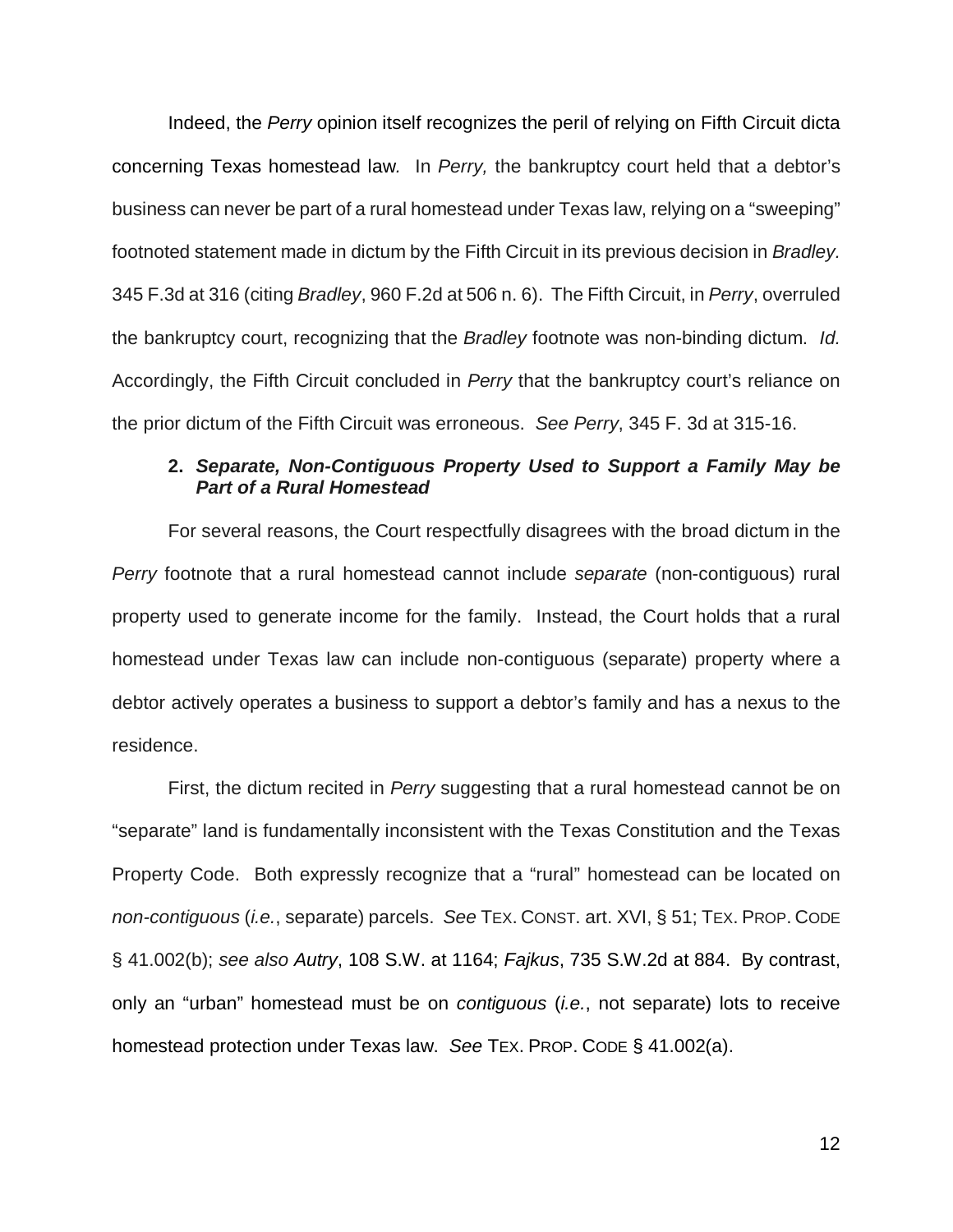Indeed, the *Perry* opinion itself recognizes the peril of relying on Fifth Circuit dicta concerning Texas homestead law. In *Perry,* the bankruptcy court held that a debtor's business can never be part of a rural homestead under Texas law, relying on a "sweeping" footnoted statement made in dictum by the Fifth Circuit in its previous decision in *Bradley.* 345 F.3d at 316 (citing *Bradley*, 960 F.2d at 506 n. 6). The Fifth Circuit, in *Perry*, overruled the bankruptcy court, recognizing that the *Bradley* footnote was non-binding dictum. *Id.* Accordingly, the Fifth Circuit concluded in *Perry* that the bankruptcy court's reliance on the prior dictum of the Fifth Circuit was erroneous. *See Perry*, 345 F. 3d at 315-16.

**2. *Separate, Non-Contiguous Property Used to Support a Family May be Part of a Rural Homestead***

For several reasons, the Court respectfully disagrees with the broad dictum in the *Perry* footnote that a rural homestead cannot include *separate* (non-contiguous) rural property used to generate income for the family. Instead, the Court holds that a rural homestead under Texas law can include non-contiguous (separate) property where a debtor actively operates a business to support a debtor's family and has a nexus to the residence.

First, the dictum recited in *Perry* suggesting that a rural homestead cannot be on "separate" land is fundamentally inconsistent with the Texas Constitution and the Texas Property Code. Both expressly recognize that a "rural" homestead can be located on *non-contiguous* (*i.e.*, separate) parcels. *See* TEX. CONST. art. XVI, § 51; TEX. PROP. CODE § 41.002(b); *see also Autry*, 108 S.W. at 1164; *Fajkus*, 735 S.W.2d at 884. By contrast, only an "urban" homestead must be on *contiguous* (*i.e.*, not separate) lots to receive homestead protection under Texas law. *See* TEX. PROP. CODE § 41.002(a).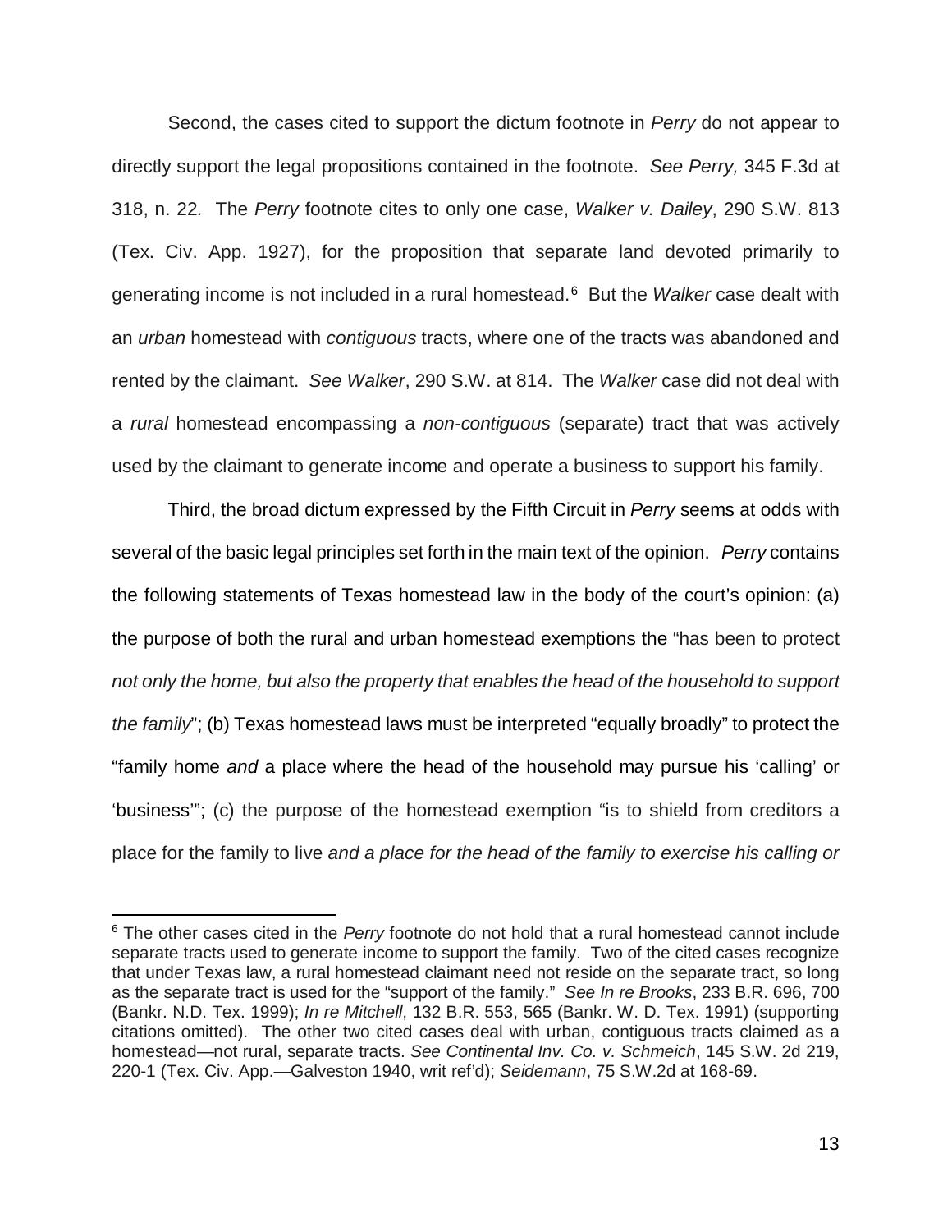Second, the cases cited to support the dictum footnote in *Perry* do not appear to directly support the legal propositions contained in the footnote. *See Perry,* 345 F.3d at 318, n. 22*.* The *Perry* footnote cites to only one case, *Walker v. Dailey*, 290 S.W. 813 (Tex. Civ. App. 1927), for the proposition that separate land devoted primarily to generating income is not included in a rural homestead.[6] But the *Walker* case dealt with an *urban* homestead with *contiguous* tracts, where one of the tracts was abandoned and rented by the claimant. *See Walker*, 290 S.W. at 814. The *Walker* case did not deal with a *rural* homestead encompassing a *non-contiguous* (separate) tract that was actively used by the claimant to generate income and operate a business to support his family.

Third, the broad dictum expressed by the Fifth Circuit in *Perry* seems at odds with several of the basic legal principles set forth in the main text of the opinion. *Perry* contains the following statements of Texas homestead law in the body of the court's opinion: (a) the purpose of both the rural and urban homestead exemptions the "has been to protect *not only the home, but also the property that enables the head of the household to support the family*"; (b) Texas homestead laws must be interpreted "equally broadly" to protect the "family home *and* a place where the head of the household may pursue his 'calling' or 'business'"; (c) the purpose of the homestead exemption "is to shield from creditors a place for the family to live *and a place for the head of the family to exercise his calling or*

---

[6] The other cases cited in the *Perry* footnote do not hold that a rural homestead cannot include separate tracts used to generate income to support the family. Two of the cited cases recognize that under Texas law, a rural homestead claimant need not reside on the separate tract, so long as the separate tract is used for the "support of the family." *See In re Brooks*, 233 B.R. 696, 700 (Bankr. N.D. Tex. 1999); *In re Mitchell*, 132 B.R. 553, 565 (Bankr. W. D. Tex. 1991) (supporting citations omitted). The other two cited cases deal with urban, contiguous tracts claimed as a homestead—not rural, separate tracts. *See Continental Inv. Co. v. Schmeich*, 145 S.W. 2d 219, 220-1 (Tex. Civ. App.—Galveston 1940, writ ref'd); *Seidemann*, 75 S.W.2d at 168-69.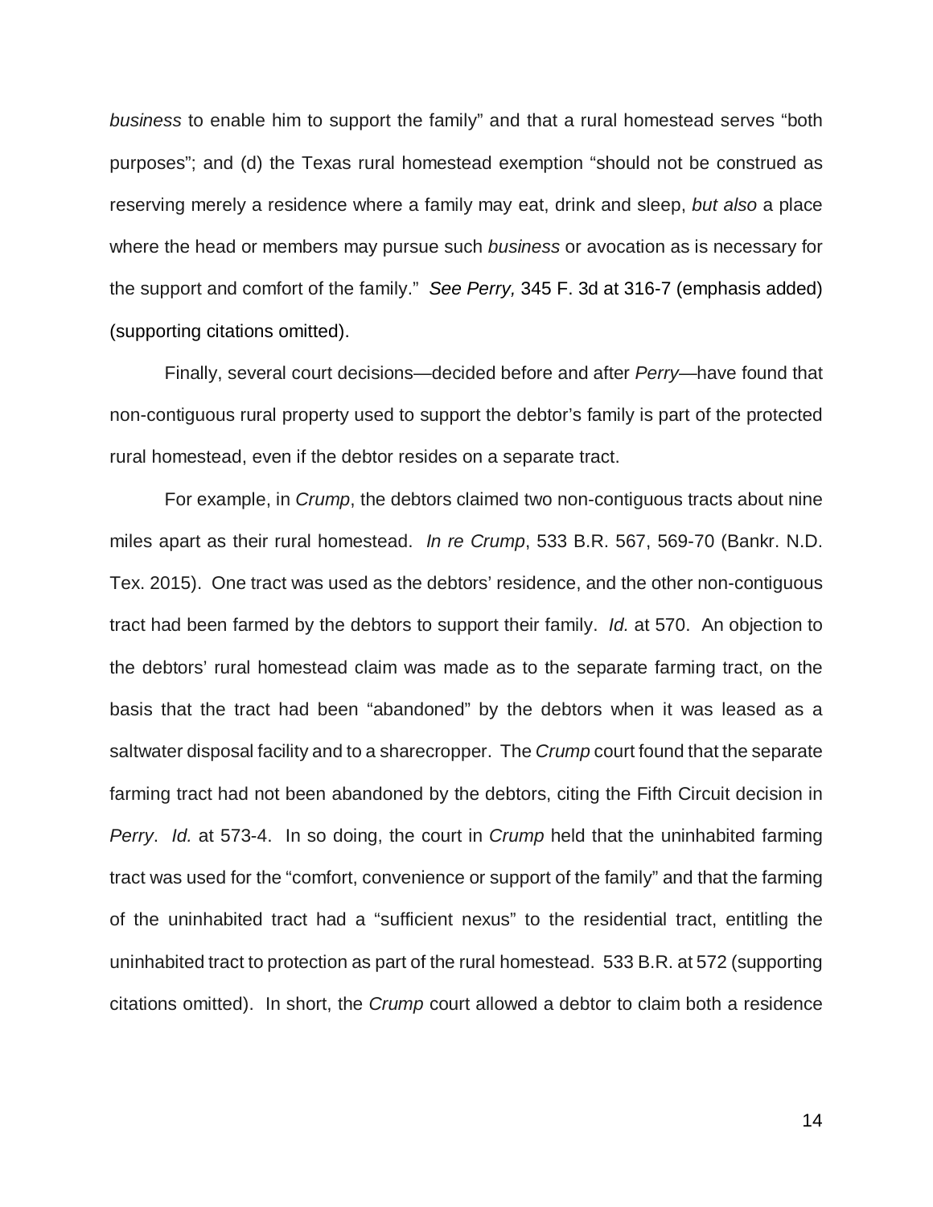*business* to enable him to support the family" and that a rural homestead serves "both purposes"; and (d) the Texas rural homestead exemption "should not be construed as reserving merely a residence where a family may eat, drink and sleep, *but also* a place where the head or members may pursue such *business* or avocation as is necessary for the support and comfort of the family." *See Perry,* 345 F. 3d at 316-7 (emphasis added) (supporting citations omitted).

Finally, several court decisions—decided before and after *Perry*—have found that non-contiguous rural property used to support the debtor's family is part of the protected rural homestead, even if the debtor resides on a separate tract.

For example, in *Crump*, the debtors claimed two non-contiguous tracts about nine miles apart as their rural homestead. *In re Crump*, 533 B.R. 567, 569-70 (Bankr. N.D. Tex. 2015). One tract was used as the debtors' residence, and the other non-contiguous tract had been farmed by the debtors to support their family. *Id.* at 570. An objection to the debtors' rural homestead claim was made as to the separate farming tract, on the basis that the tract had been "abandoned" by the debtors when it was leased as a saltwater disposal facility and to a sharecropper. The *Crump* court found that the separate farming tract had not been abandoned by the debtors, citing the Fifth Circuit decision in *Perry*. *Id.* at 573-4. In so doing, the court in *Crump* held that the uninhabited farming tract was used for the "comfort, convenience or support of the family" and that the farming of the uninhabited tract had a "sufficient nexus" to the residential tract, entitling the uninhabited tract to protection as part of the rural homestead. 533 B.R. at 572 (supporting citations omitted). In short, the *Crump* court allowed a debtor to claim both a residence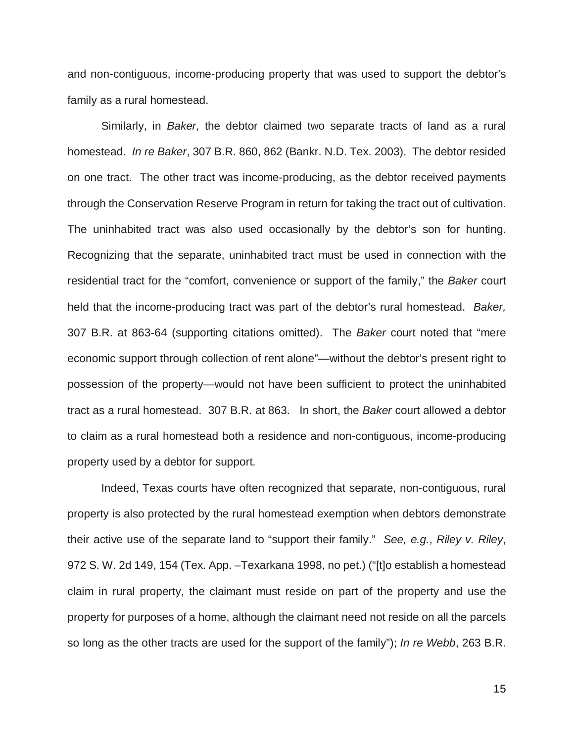and non-contiguous, income-producing property that was used to support the debtor's family as a rural homestead.

Similarly, in *Baker*, the debtor claimed two separate tracts of land as a rural homestead. *In re Baker*, 307 B.R. 860, 862 (Bankr. N.D. Tex. 2003). The debtor resided on one tract. The other tract was income-producing, as the debtor received payments through the Conservation Reserve Program in return for taking the tract out of cultivation. The uninhabited tract was also used occasionally by the debtor's son for hunting. Recognizing that the separate, uninhabited tract must be used in connection with the residential tract for the "comfort, convenience or support of the family," the *Baker* court held that the income-producing tract was part of the debtor's rural homestead. *Baker,* 307 B.R. at 863-64 (supporting citations omitted). The *Baker* court noted that "mere economic support through collection of rent alone"—without the debtor's present right to possession of the property—would not have been sufficient to protect the uninhabited tract as a rural homestead. 307 B.R. at 863. In short, the *Baker* court allowed a debtor to claim as a rural homestead both a residence and non-contiguous, income-producing property used by a debtor for support.

Indeed, Texas courts have often recognized that separate, non-contiguous, rural property is also protected by the rural homestead exemption when debtors demonstrate their active use of the separate land to "support their family." *See, e.g.*, *Riley v. Riley*, 972 S. W. 2d 149, 154 (Tex. App. –Texarkana 1998, no pet.) ("[t]o establish a homestead claim in rural property, the claimant must reside on part of the property and use the property for purposes of a home, although the claimant need not reside on all the parcels so long as the other tracts are used for the support of the family"); *In re Webb*, 263 B.R.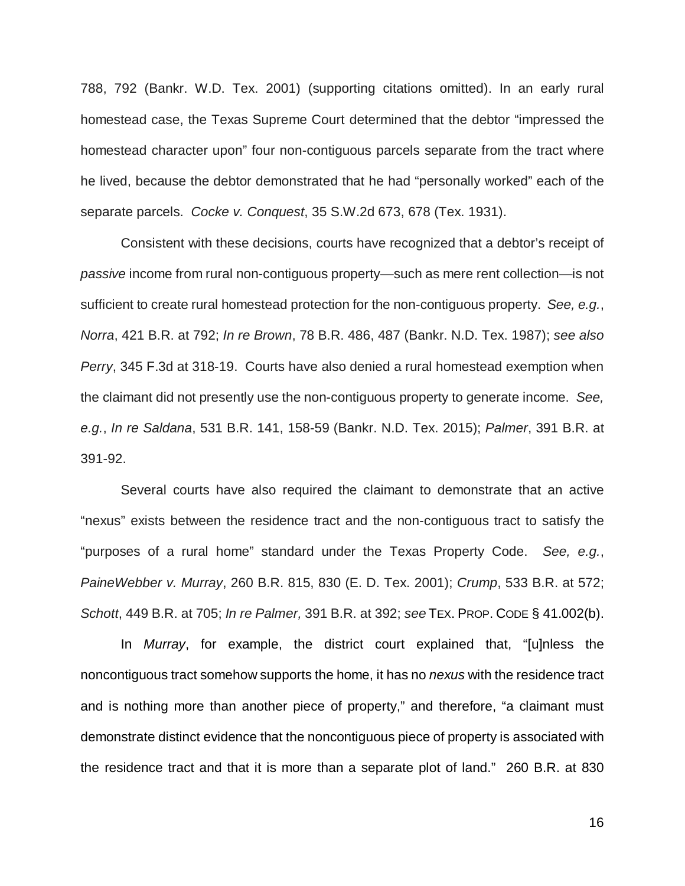788, 792 (Bankr. W.D. Tex. 2001) (supporting citations omitted). In an early rural homestead case, the Texas Supreme Court determined that the debtor "impressed the homestead character upon" four non-contiguous parcels separate from the tract where he lived, because the debtor demonstrated that he had "personally worked" each of the separate parcels. *Cocke v. Conquest*, 35 S.W.2d 673, 678 (Tex. 1931).

Consistent with these decisions, courts have recognized that a debtor's receipt of *passive* income from rural non-contiguous property—such as mere rent collection—is not sufficient to create rural homestead protection for the non-contiguous property. *See, e.g.*, *Norra*, 421 B.R. at 792; *In re Brown*, 78 B.R. 486, 487 (Bankr. N.D. Tex. 1987); *see also Perry*, 345 F.3d at 318-19. Courts have also denied a rural homestead exemption when the claimant did not presently use the non-contiguous property to generate income. *See, e.g.*, *In re Saldana*, 531 B.R. 141, 158-59 (Bankr. N.D. Tex. 2015); *Palmer*, 391 B.R. at 391-92.

Several courts have also required the claimant to demonstrate that an active "nexus" exists between the residence tract and the non-contiguous tract to satisfy the "purposes of a rural home" standard under the Texas Property Code. *See, e.g.*, *PaineWebber v. Murray*, 260 B.R. 815, 830 (E. D. Tex. 2001); *Crump*, 533 B.R. at 572; *Schott*, 449 B.R. at 705; *In re Palmer,* 391 B.R. at 392; *see* TEX. PROP. CODE § 41.002(b).

In *Murray*, for example, the district court explained that, "[u]nless the noncontiguous tract somehow supports the home, it has no *nexus* with the residence tract and is nothing more than another piece of property," and therefore, "a claimant must demonstrate distinct evidence that the noncontiguous piece of property is associated with the residence tract and that it is more than a separate plot of land." 260 B.R. at 830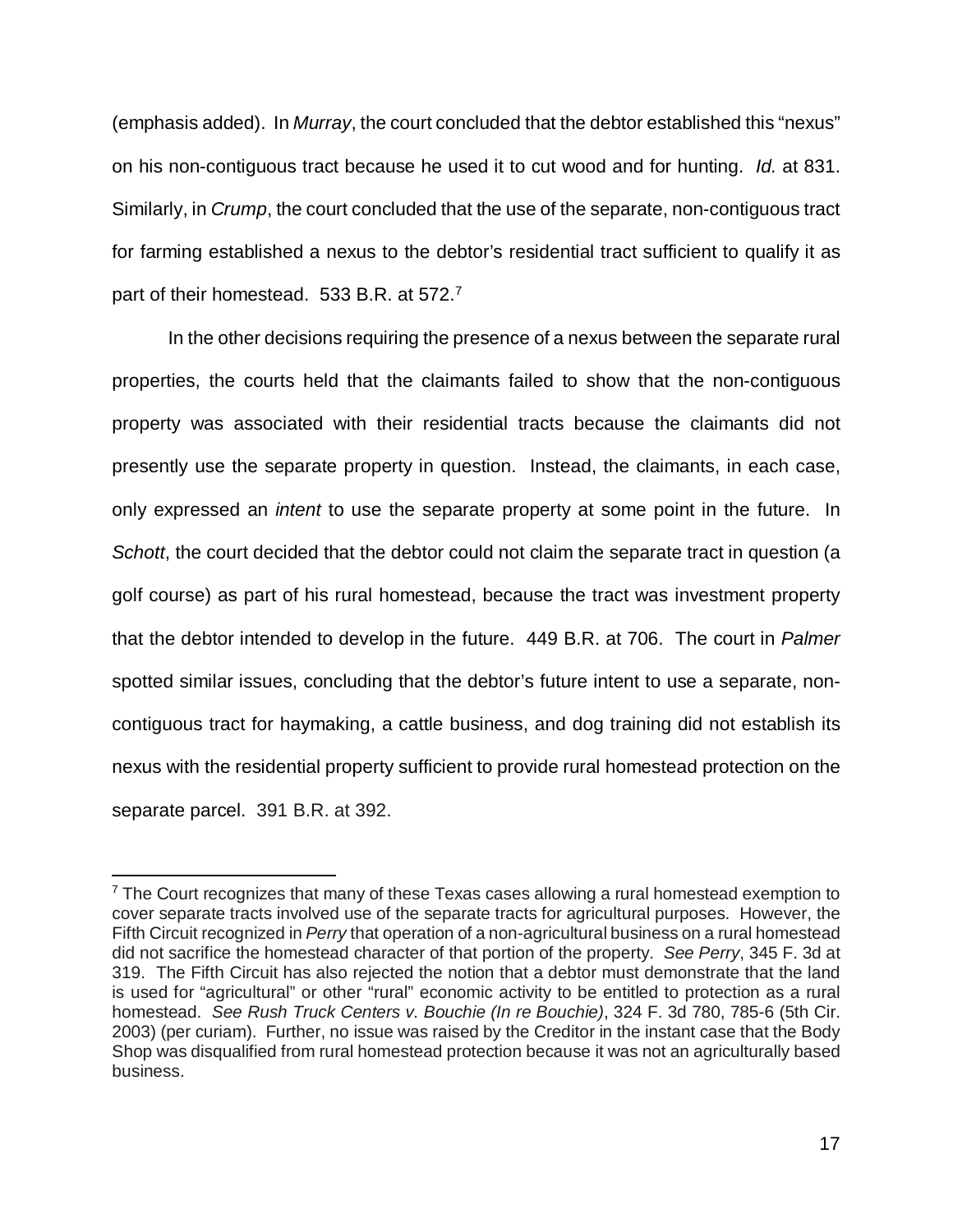(emphasis added). In *Murray*, the court concluded that the debtor established this "nexus" on his non-contiguous tract because he used it to cut wood and for hunting. *Id.* at 831. Similarly, in *Crump*, the court concluded that the use of the separate, non-contiguous tract for farming established a nexus to the debtor's residential tract sufficient to qualify it as part of their homestead. 533 B.R. at 572.[7]

In the other decisions requiring the presence of a nexus between the separate rural properties, the courts held that the claimants failed to show that the non-contiguous property was associated with their residential tracts because the claimants did not presently use the separate property in question. Instead, the claimants, in each case, only expressed an *intent* to use the separate property at some point in the future. In *Schott*, the court decided that the debtor could not claim the separate tract in question (a golf course) as part of his rural homestead, because the tract was investment property that the debtor intended to develop in the future. 449 B.R. at 706. The court in *Palmer* spotted similar issues, concluding that the debtor's future intent to use a separate, non-contiguous tract for haymaking, a cattle business, and dog training did not establish its nexus with the residential property sufficient to provide rural homestead protection on the separate parcel. 391 B.R. at 392.

---

[7] The Court recognizes that many of these Texas cases allowing a rural homestead exemption to cover separate tracts involved use of the separate tracts for agricultural purposes. However, the Fifth Circuit recognized in *Perry* that operation of a non-agricultural business on a rural homestead did not sacrifice the homestead character of that portion of the property. *See Perry*, 345 F. 3d at 319. The Fifth Circuit has also rejected the notion that a debtor must demonstrate that the land is used for "agricultural" or other "rural" economic activity to be entitled to protection as a rural homestead. *See Rush Truck Centers v. Bouchie (In re Bouchie)*, 324 F. 3d 780, 785-6 (5th Cir. 2003) (per curiam). Further, no issue was raised by the Creditor in the instant case that the Body Shop was disqualified from rural homestead protection because it was not an agriculturally based business.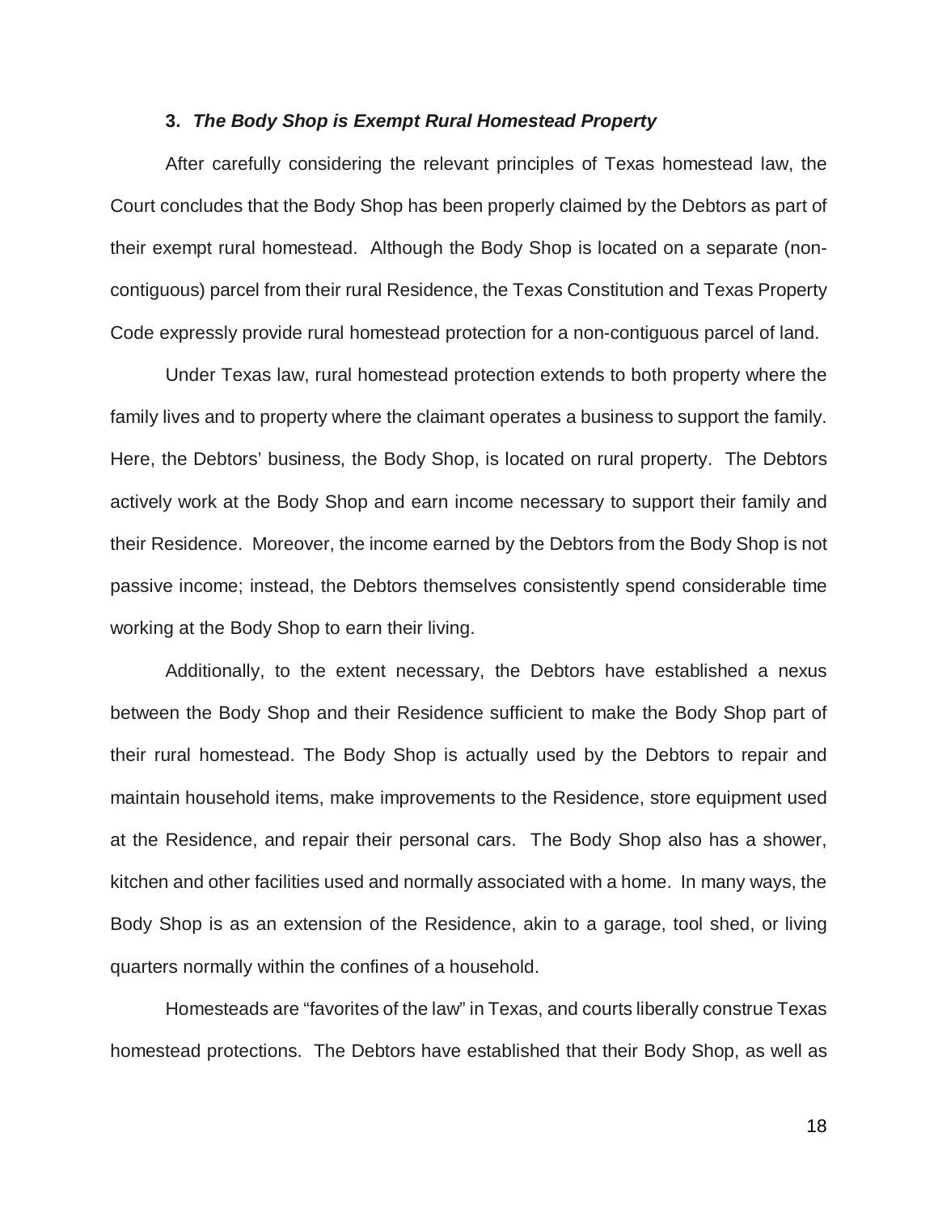### 3. ***The Body Shop is Exempt Rural Homestead Property***

After carefully considering the relevant principles of Texas homestead law, the Court concludes that the Body Shop has been properly claimed by the Debtors as part of their exempt rural homestead. Although the Body Shop is located on a separate (non-contiguous) parcel from their rural Residence, the Texas Constitution and Texas Property Code expressly provide rural homestead protection for a non-contiguous parcel of land.

Under Texas law, rural homestead protection extends to both property where the family lives and to property where the claimant operates a business to support the family. Here, the Debtors' business, the Body Shop, is located on rural property. The Debtors actively work at the Body Shop and earn income necessary to support their family and their Residence. Moreover, the income earned by the Debtors from the Body Shop is not passive income; instead, the Debtors themselves consistently spend considerable time working at the Body Shop to earn their living.

Additionally, to the extent necessary, the Debtors have established a nexus between the Body Shop and their Residence sufficient to make the Body Shop part of their rural homestead. The Body Shop is actually used by the Debtors to repair and maintain household items, make improvements to the Residence, store equipment used at the Residence, and repair their personal cars. The Body Shop also has a shower, kitchen and other facilities used and normally associated with a home. In many ways, the Body Shop is as an extension of the Residence, akin to a garage, tool shed, or living quarters normally within the confines of a household.

Homesteads are "favorites of the law" in Texas, and courts liberally construe Texas homestead protections. The Debtors have established that their Body Shop, as well as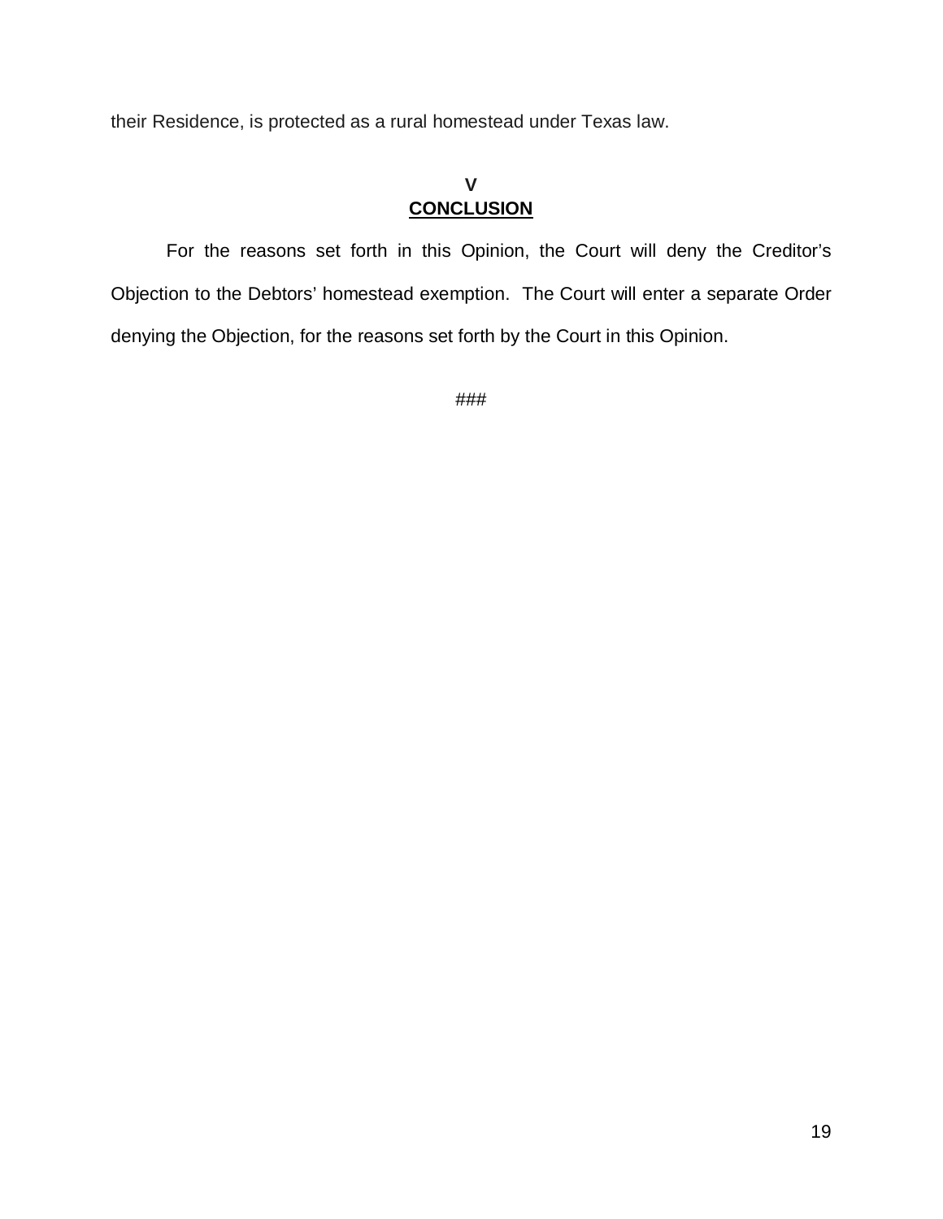their Residence, is protected as a rural homestead under Texas law.

## V
## CONCLUSION

For the reasons set forth in this Opinion, the Court will deny the Creditor's Objection to the Debtors' homestead exemption. The Court will enter a separate Order denying the Objection, for the reasons set forth by the Court in this Opinion.

###